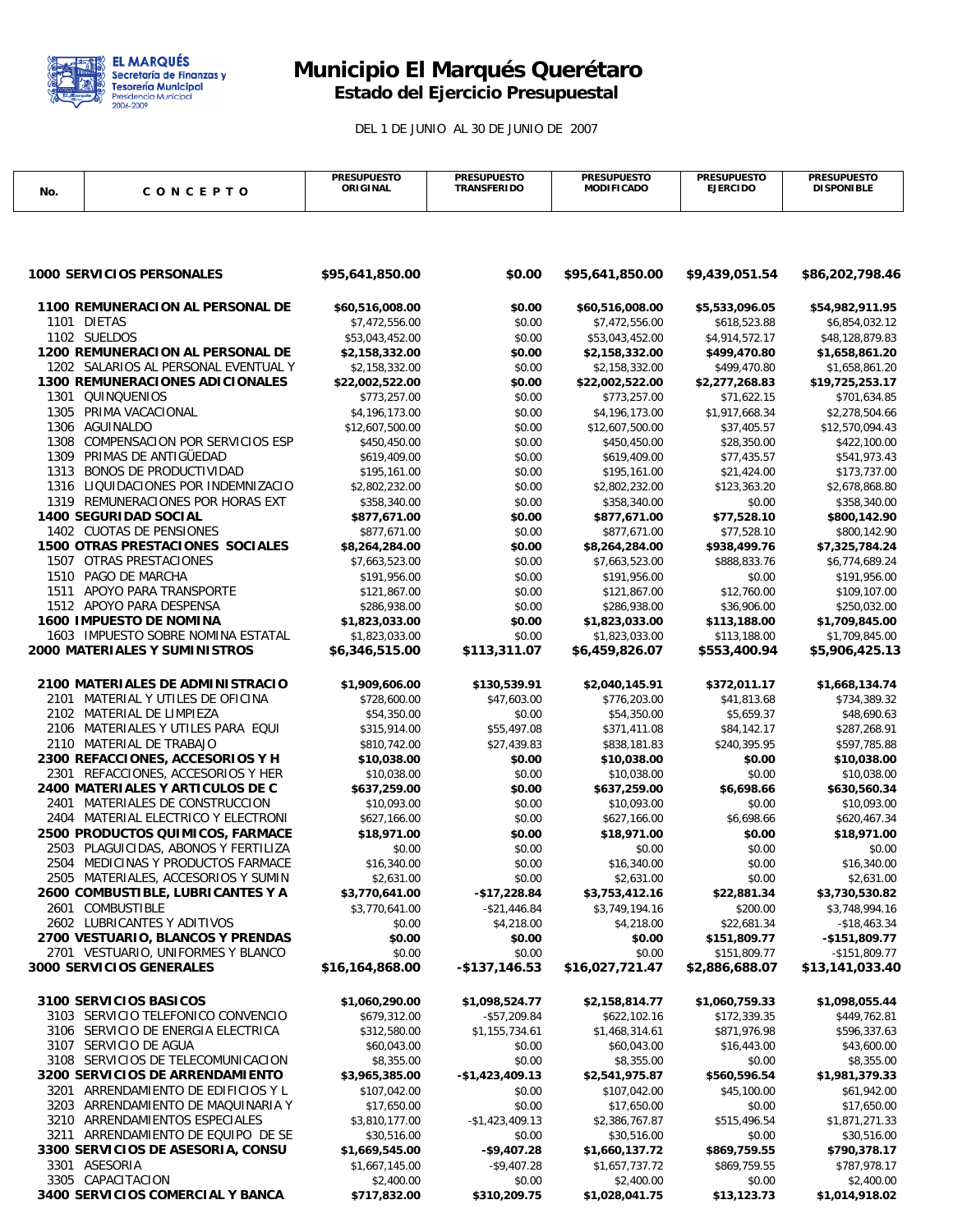# Municipio El Marqués Querétaro

## Estado del Ejercicio Presupuestal

DEL 1 DE JUNIO AL 30 DE JUNIO DE 2007

| No. | CONCEPTO | PRESUPUESTO ORIGINAL | PRESUPUESTO TRANSFERIDO | PRESUPUESTO MODIFICADO | PRESUPUESTO EJERCIDO | PRESUPUESTO DISPONIBLE |
|---|---|---|---|---|---|---|
| **1000** | **SERVICIOS PERSONALES** | **$95,641,850.00** | **$0.00** | **$95,641,850.00** | **$9,439,051.54** | **$86,202,798.46** |
| **1100** | **REMUNERACION AL PERSONAL DE** | **$60,516,008.00** | **$0.00** | **$60,516,008.00** | **$5,533,096.05** | **$54,982,911.95** |
| 1101 | DIETAS | $7,472,556.00 | $0.00 | $7,472,556.00 | $618,523.88 | $6,854,032.12 |
| 1102 | SUELDOS | $53,043,452.00 | $0.00 | $53,043,452.00 | $4,914,572.17 | $48,128,879.83 |
| **1200** | **REMUNERACION AL PERSONAL DE** | **$2,158,332.00** | **$0.00** | **$2,158,332.00** | **$499,470.80** | **$1,658,861.20** |
| 1202 | SALARIOS AL PERSONAL EVENTUAL Y | $2,158,332.00 | $0.00 | $2,158,332.00 | $499,470.80 | $1,658,861.20 |
| **1300** | **REMUNERACIONES ADICIONALES** | **$22,002,522.00** | **$0.00** | **$22,002,522.00** | **$2,277,268.83** | **$19,725,253.17** |
| 1301 | QUINQUENIOS | $773,257.00 | $0.00 | $773,257.00 | $71,622.15 | $701,634.85 |
| 1305 | PRIMA VACACIONAL | $4,196,173.00 | $0.00 | $4,196,173.00 | $1,917,668.34 | $2,278,504.66 |
| 1306 | AGUINALDO | $12,607,500.00 | $0.00 | $12,607,500.00 | $37,405.57 | $12,570,094.43 |
| 1308 | COMPENSACION POR SERVICIOS ESP | $450,450.00 | $0.00 | $450,450.00 | $28,350.00 | $422,100.00 |
| 1309 | PRIMAS DE ANTIGÜEDAD | $619,409.00 | $0.00 | $619,409.00 | $77,435.57 | $541,973.43 |
| 1313 | BONOS DE PRODUCTIVIDAD | $195,161.00 | $0.00 | $195,161.00 | $21,424.00 | $173,737.00 |
| 1316 | LIQUIDACIONES POR INDEMNIZACIO | $2,802,232.00 | $0.00 | $2,802,232.00 | $123,363.20 | $2,678,868.80 |
| 1319 | REMUNERACIONES POR HORAS EXT | $358,340.00 | $0.00 | $358,340.00 | $0.00 | $358,340.00 |
| **1400** | **SEGURIDAD SOCIAL** | **$877,671.00** | **$0.00** | **$877,671.00** | **$77,528.10** | **$800,142.90** |
| 1402 | CUOTAS DE PENSIONES | $877,671.00 | $0.00 | $877,671.00 | $77,528.10 | $800,142.90 |
| **1500** | **OTRAS PRESTACIONES SOCIALES** | **$8,264,284.00** | **$0.00** | **$8,264,284.00** | **$938,499.76** | **$7,325,784.24** |
| 1507 | OTRAS PRESTACIONES | $7,663,523.00 | $0.00 | $7,663,523.00 | $888,833.76 | $6,774,689.24 |
| 1510 | PAGO DE MARCHA | $191,956.00 | $0.00 | $191,956.00 | $0.00 | $191,956.00 |
| 1511 | APOYO PARA TRANSPORTE | $121,867.00 | $0.00 | $121,867.00 | $12,760.00 | $109,107.00 |
| 1512 | APOYO PARA DESPENSA | $286,938.00 | $0.00 | $286,938.00 | $36,906.00 | $250,032.00 |
| **1600** | **IMPUESTO DE NOMINA** | **$1,823,033.00** | **$0.00** | **$1,823,033.00** | **$113,188.00** | **$1,709,845.00** |
| 1603 | IMPUESTO SOBRE NOMINA ESTATAL | $1,823,033.00 | $0.00 | $1,823,033.00 | $113,188.00 | $1,709,845.00 |
| **2000** | **MATERIALES Y SUMINISTROS** | **$6,346,515.00** | **$113,311.07** | **$6,459,826.07** | **$553,400.94** | **$5,906,425.13** |
| **2100** | **MATERIALES DE ADMINISTRACIO** | **$1,909,606.00** | **$130,539.91** | **$2,040,145.91** | **$372,011.17** | **$1,668,134.74** |
| 2101 | MATERIAL Y UTILES DE OFICINA | $728,600.00 | $47,603.00 | $776,203.00 | $41,813.68 | $734,389.32 |
| 2102 | MATERIAL DE LIMPIEZA | $54,350.00 | $0.00 | $54,350.00 | $5,659.37 | $48,690.63 |
| 2106 | MATERIALES Y UTILES PARA EQUI | $315,914.00 | $55,497.08 | $371,411.08 | $84,142.17 | $287,268.91 |
| 2110 | MATERIAL DE TRABAJO | $810,742.00 | $27,439.83 | $838,181.83 | $240,395.95 | $597,785.88 |
| **2300** | **REFACCIONES, ACCESORIOS Y H** | **$10,038.00** | **$0.00** | **$10,038.00** | **$0.00** | **$10,038.00** |
| 2301 | REFACCIONES, ACCESORIOS Y HER | $10,038.00 | $0.00 | $10,038.00 | $0.00 | $10,038.00 |
| **2400** | **MATERIALES Y ARTICULOS DE C** | **$637,259.00** | **$0.00** | **$637,259.00** | **$6,698.66** | **$630,560.34** |
| 2401 | MATERIALES DE CONSTRUCCION | $10,093.00 | $0.00 | $10,093.00 | $0.00 | $10,093.00 |
| 2404 | MATERIAL ELECTRICO Y ELECTRONI | $627,166.00 | $0.00 | $627,166.00 | $6,698.66 | $620,467.34 |
| **2500** | **PRODUCTOS QUIMICOS, FARMACE** | **$18,971.00** | **$0.00** | **$18,971.00** | **$0.00** | **$18,971.00** |
| 2503 | PLAGUICIDAS, ABONOS Y FERTILIZA | $0.00 | $0.00 | $0.00 | $0.00 | $0.00 |
| 2504 | MEDICINAS Y PRODUCTOS FARMACE | $16,340.00 | $0.00 | $16,340.00 | $0.00 | $16,340.00 |
| 2505 | MATERIALES, ACCESORIOS Y SUMIN | $2,631.00 | $0.00 | $2,631.00 | $0.00 | $2,631.00 |
| **2600** | **COMBUSTIBLE, LUBRICANTES Y A** | **$3,770,641.00** | **-$17,228.84** | **$3,753,412.16** | **$22,881.34** | **$3,730,530.82** |
| 2601 | COMBUSTIBLE | $3,770,641.00 | -$21,446.84 | $3,749,194.16 | $200.00 | $3,748,994.16 |
| 2602 | LUBRICANTES Y ADITIVOS | $0.00 | $4,218.00 | $4,218.00 | $22,681.34 | -$18,463.34 |
| **2700** | **VESTUARIO, BLANCOS Y PRENDAS** | **$0.00** | **$0.00** | **$0.00** | **$151,809.77** | **-$151,809.77** |
| 2701 | VESTUARIO, UNIFORMES Y BLANCO | $0.00 | $0.00 | $0.00 | $151,809.77 | -$151,809.77 |
| **3000** | **SERVICIOS GENERALES** | **$16,164,868.00** | **-$137,146.53** | **$16,027,721.47** | **$2,886,688.07** | **$13,141,033.40** |
| **3100** | **SERVICIOS BASICOS** | **$1,060,290.00** | **$1,098,524.77** | **$2,158,814.77** | **$1,060,759.33** | **$1,098,055.44** |
| 3103 | SERVICIO TELEFONICO CONVENCIO | $679,312.00 | -$57,209.84 | $622,102.16 | $172,339.35 | $449,762.81 |
| 3106 | SERVICIO DE ENERGIA ELECTRICA | $312,580.00 | $1,155,734.61 | $1,468,314.61 | $871,976.98 | $596,337.63 |
| 3107 | SERVICIO DE AGUA | $60,043.00 | $0.00 | $60,043.00 | $16,443.00 | $43,600.00 |
| 3108 | SERVICIOS DE TELECOMUNICACION | $8,355.00 | $0.00 | $8,355.00 | $0.00 | $8,355.00 |
| **3200** | **SERVICIOS DE ARRENDAMIENTO** | **$3,965,385.00** | **-$1,423,409.13** | **$2,541,975.87** | **$560,596.54** | **$1,981,379.33** |
| 3201 | ARRENDAMIENTO DE EDIFICIOS Y L | $107,042.00 | $0.00 | $107,042.00 | $45,100.00 | $61,942.00 |
| 3203 | ARRENDAMIENTO DE MAQUINARIA Y | $17,650.00 | $0.00 | $17,650.00 | $0.00 | $17,650.00 |
| 3210 | ARRENDAMIENTOS ESPECIALES | $3,810,177.00 | -$1,423,409.13 | $2,386,767.87 | $515,496.54 | $1,871,271.33 |
| 3211 | ARRENDAMIENTO DE EQUIPO DE SE | $30,516.00 | $0.00 | $30,516.00 | $0.00 | $30,516.00 |
| **3300** | **SERVICIOS DE ASESORIA, CONSU** | **$1,669,545.00** | **-$9,407.28** | **$1,660,137.72** | **$869,759.55** | **$790,378.17** |
| 3301 | ASESORIA | $1,667,145.00 | -$9,407.28 | $1,657,737.72 | $869,759.55 | $787,978.17 |
| 3305 | CAPACITACION | $2,400.00 | $0.00 | $2,400.00 | $0.00 | $2,400.00 |
| **3400** | **SERVICIOS COMERCIAL Y BANCA** | **$717,832.00** | **$310,209.75** | **$1,028,041.75** | **$13,123.73** | **$1,014,918.02** |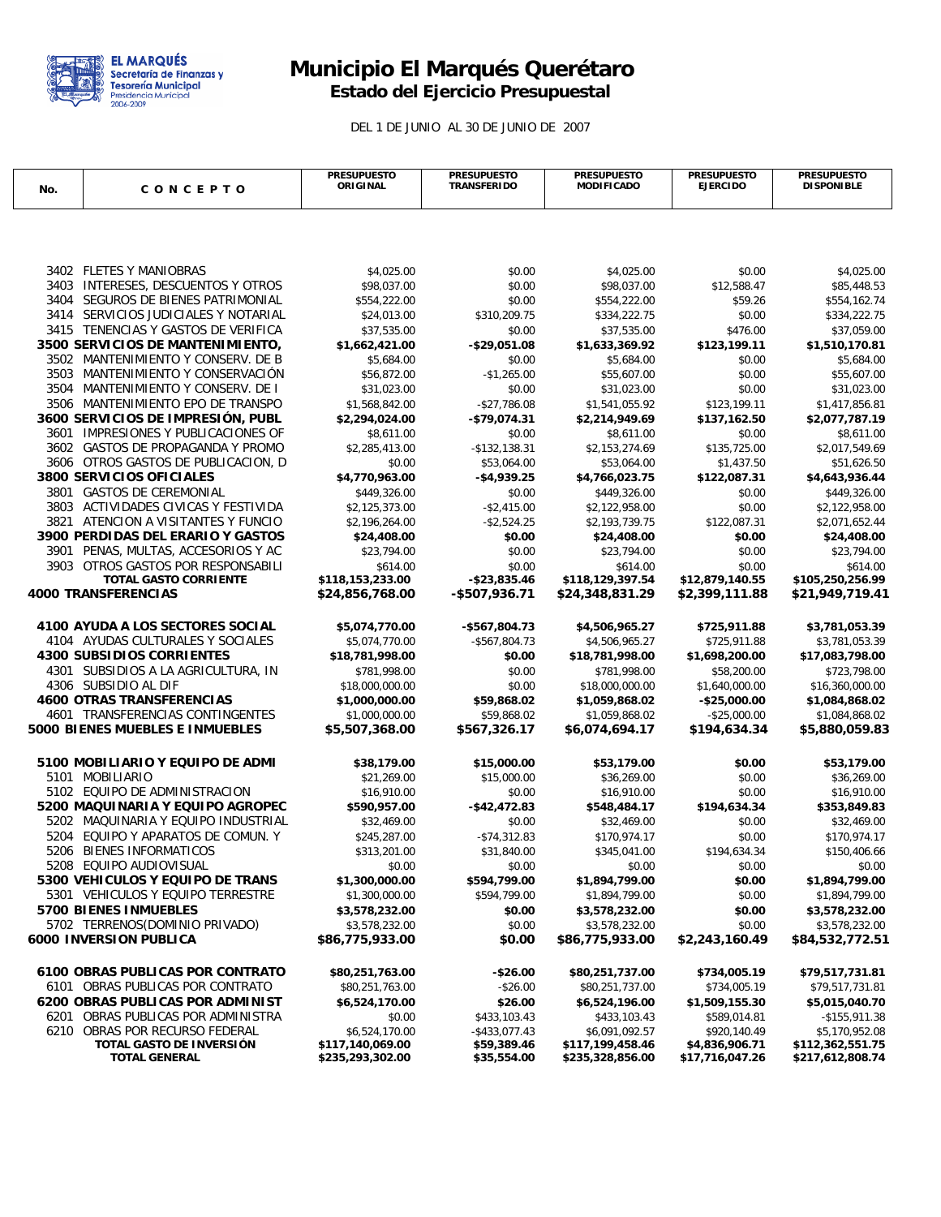# Municipio El Marqués Querétaro

## Estado del Ejercicio Presupuestal

DEL 1 DE JUNIO AL 30 DE JUNIO DE 2007

| No. | CONCEPTO | PRESUPUESTO ORIGINAL | PRESUPUESTO TRANSFERIDO | PRESUPUESTO MODIFICADO | PRESUPUESTO EJERCIDO | PRESUPUESTO DISPONIBLE |
|---|---|---|---|---|---|---|
| 3402 | FLETES Y MANIOBRAS | $4,025.00 | $0.00 | $4,025.00 | $0.00 | $4,025.00 |
| 3403 | INTERESES, DESCUENTOS Y OTROS | $98,037.00 | $0.00 | $98,037.00 | $12,588.47 | $85,448.53 |
| 3404 | SEGUROS DE BIENES PATRIMONIAL | $554,222.00 | $0.00 | $554,222.00 | $59.26 | $554,162.74 |
| 3414 | SERVICIOS JUDICIALES Y NOTARIAL | $24,013.00 | $310,209.75 | $334,222.75 | $0.00 | $334,222.75 |
| 3415 | TENENCIAS Y GASTOS DE VERIFICA | $37,535.00 | $0.00 | $37,535.00 | $476.00 | $37,059.00 |
| **3500** | **SERVICIOS DE MANTENIMIENTO,** | **$1,662,421.00** | **-$29,051.08** | **$1,633,369.92** | **$123,199.11** | **$1,510,170.81** |
| 3502 | MANTENIMIENTO Y CONSERV. DE B | $5,684.00 | $0.00 | $5,684.00 | $0.00 | $5,684.00 |
| 3503 | MANTENIMIENTO Y CONSERVACIÓN | $56,872.00 | -$1,265.00 | $55,607.00 | $0.00 | $55,607.00 |
| 3504 | MANTENIMIENTO Y CONSERV. DE I | $31,023.00 | $0.00 | $31,023.00 | $0.00 | $31,023.00 |
| 3506 | MANTENIMIENTO EPO DE TRANSPO | $1,568,842.00 | -$27,786.08 | $1,541,055.92 | $123,199.11 | $1,417,856.81 |
| **3600** | **SERVICIOS DE IMPRESIÓN, PUBL** | **$2,294,024.00** | **-$79,074.31** | **$2,214,949.69** | **$137,162.50** | **$2,077,787.19** |
| 3601 | IMPRESIONES Y PUBLICACIONES OF | $8,611.00 | $0.00 | $8,611.00 | $0.00 | $8,611.00 |
| 3602 | GASTOS DE PROPAGANDA Y PROMO | $2,285,413.00 | -$132,138.31 | $2,153,274.69 | $135,725.00 | $2,017,549.69 |
| 3606 | OTROS GASTOS DE PUBLICACION, D | $0.00 | $53,064.00 | $53,064.00 | $1,437.50 | $51,626.50 |
| **3800** | **SERVICIOS OFICIALES** | **$4,770,963.00** | **-$4,939.25** | **$4,766,023.75** | **$122,087.31** | **$4,643,936.44** |
| 3801 | GASTOS DE CEREMONIAL | $449,326.00 | $0.00 | $449,326.00 | $0.00 | $449,326.00 |
| 3803 | ACTIVIDADES CIVICAS Y FESTIVIDA | $2,125,373.00 | -$2,415.00 | $2,122,958.00 | $0.00 | $2,122,958.00 |
| 3821 | ATENCION A VISITANTES Y FUNCIO | $2,196,264.00 | -$2,524.25 | $2,193,739.75 | $122,087.31 | $2,071,652.44 |
| **3900** | **PERDIDAS DEL ERARIO Y GASTOS** | **$24,408.00** | **$0.00** | **$24,408.00** | **$0.00** | **$24,408.00** |
| 3901 | PENAS, MULTAS, ACCESORIOS Y AC | $23,794.00 | $0.00 | $23,794.00 | $0.00 | $23,794.00 |
| 3903 | OTROS GASTOS POR RESPONSABILI | $614.00 | $0.00 | $614.00 | $0.00 | $614.00 |
| | **TOTAL GASTO CORRIENTE** | **$118,153,233.00** | **-$23,835.46** | **$118,129,397.54** | **$12,879,140.55** | **$105,250,256.99** |
| **4000** | **TRANSFERENCIAS** | **$24,856,768.00** | **-$507,936.71** | **$24,348,831.29** | **$2,399,111.88** | **$21,949,719.41** |
| **4100** | **AYUDA A LOS SECTORES SOCIAL** | **$5,074,770.00** | **-$567,804.73** | **$4,506,965.27** | **$725,911.88** | **$3,781,053.39** |
| 4104 | AYUDAS CULTURALES Y SOCIALES | $5,074,770.00 | -$567,804.73 | $4,506,965.27 | $725,911.88 | $3,781,053.39 |
| **4300** | **SUBSIDIOS CORRIENTES** | **$18,781,998.00** | **$0.00** | **$18,781,998.00** | **$1,698,200.00** | **$17,083,798.00** |
| 4301 | SUBSIDIOS A LA AGRICULTURA, IN | $781,998.00 | $0.00 | $781,998.00 | $58,200.00 | $723,798.00 |
| 4306 | SUBSIDIO AL DIF | $18,000,000.00 | $0.00 | $18,000,000.00 | $1,640,000.00 | $16,360,000.00 |
| **4600** | **OTRAS TRANSFERENCIAS** | **$1,000,000.00** | **$59,868.02** | **$1,059,868.02** | **-$25,000.00** | **$1,084,868.02** |
| 4601 | TRANSFERENCIAS CONTINGENTES | $1,000,000.00 | $59,868.02 | $1,059,868.02 | -$25,000.00 | $1,084,868.02 |
| **5000** | **BIENES MUEBLES E INMUEBLES** | **$5,507,368.00** | **$567,326.17** | **$6,074,694.17** | **$194,634.34** | **$5,880,059.83** |
| **5100** | **MOBILIARIO Y EQUIPO DE ADMI** | **$38,179.00** | **$15,000.00** | **$53,179.00** | **$0.00** | **$53,179.00** |
| 5101 | MOBILIARIO | $21,269.00 | $15,000.00 | $36,269.00 | $0.00 | $36,269.00 |
| 5102 | EQUIPO DE ADMINISTRACION | $16,910.00 | $0.00 | $16,910.00 | $0.00 | $16,910.00 |
| **5200** | **MAQUINARIA Y EQUIPO AGROPEC** | **$590,957.00** | **-$42,472.83** | **$548,484.17** | **$194,634.34** | **$353,849.83** |
| 5202 | MAQUINARIA Y EQUIPO INDUSTRIAL | $32,469.00 | $0.00 | $32,469.00 | $0.00 | $32,469.00 |
| 5204 | EQUIPO Y APARATOS DE COMUN. Y | $245,287.00 | -$74,312.83 | $170,974.17 | $0.00 | $170,974.17 |
| 5206 | BIENES INFORMATICOS | $313,201.00 | $31,840.00 | $345,041.00 | $194,634.34 | $150,406.66 |
| 5208 | EQUIPO AUDIOVISUAL | $0.00 | $0.00 | $0.00 | $0.00 | $0.00 |
| **5300** | **VEHICULOS Y EQUIPO DE TRANS** | **$1,300,000.00** | **$594,799.00** | **$1,894,799.00** | **$0.00** | **$1,894,799.00** |
| 5301 | VEHICULOS Y EQUIPO TERRESTRE | $1,300,000.00 | $594,799.00 | $1,894,799.00 | $0.00 | $1,894,799.00 |
| **5700** | **BIENES INMUEBLES** | **$3,578,232.00** | **$0.00** | **$3,578,232.00** | **$0.00** | **$3,578,232.00** |
| 5702 | TERRENOS(DOMINIO PRIVADO) | $3,578,232.00 | $0.00 | $3,578,232.00 | $0.00 | $3,578,232.00 |
| **6000** | **INVERSION PUBLICA** | **$86,775,933.00** | **$0.00** | **$86,775,933.00** | **$2,243,160.49** | **$84,532,772.51** |
| **6100** | **OBRAS PUBLICAS POR CONTRATO** | **$80,251,763.00** | **-$26.00** | **$80,251,737.00** | **$734,005.19** | **$79,517,731.81** |
| 6101 | OBRAS PUBLICAS POR CONTRATO | $80,251,763.00 | -$26.00 | $80,251,737.00 | $734,005.19 | $79,517,731.81 |
| **6200** | **OBRAS PUBLICAS POR ADMINIST** | **$6,524,170.00** | **$26.00** | **$6,524,196.00** | **$1,509,155.30** | **$5,015,040.70** |
| 6201 | OBRAS PUBLICAS POR ADMINISTRA | $0.00 | $433,103.43 | $433,103.43 | $589,014.81 | -$155,911.38 |
| 6210 | OBRAS POR RECURSO FEDERAL | $6,524,170.00 | -$433,077.43 | $6,091,092.57 | $920,140.49 | $5,170,952.08 |
| | **TOTAL GASTO DE INVERSIÓN** | **$117,140,069.00** | **$59,389.46** | **$117,199,458.46** | **$4,836,906.71** | **$112,362,551.75** |
| | **TOTAL GENERAL** | **$235,293,302.00** | **$35,554.00** | **$235,328,856.00** | **$17,716,047.26** | **$217,612,808.74** |